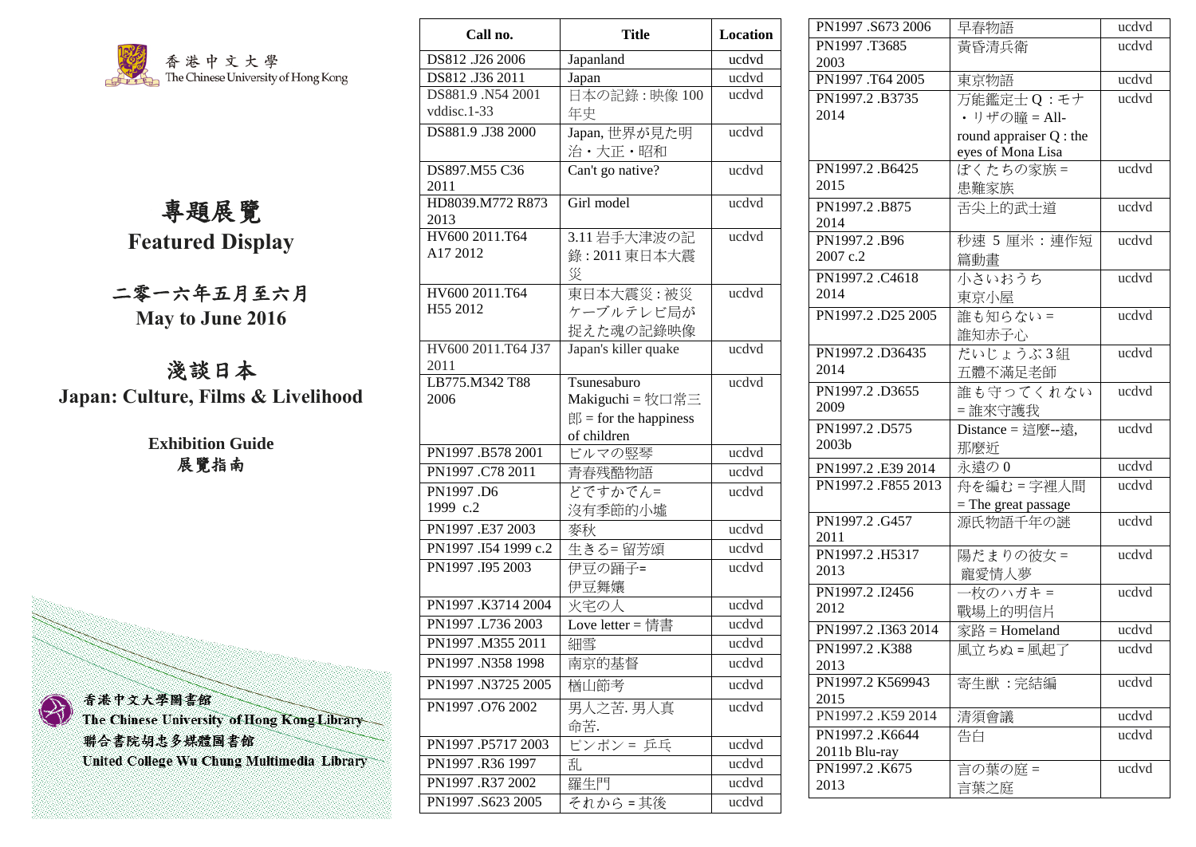香港中文大學
The Chinese University of Hong Kong

# 專題展覽
# Featured Display

## 二零一六年五月至六月
## May to June 2016

## 淺談日本
## Japan: Culture, Films & Livelihood

**Exhibition Guide**
**展覽指南**

香港中文大學圖書館
The Chinese University of Hong Kong Library
聯合書院胡忠多媒體圖書館
United College Wu Chung Multimedia Library

| Call no. | Title | Location |
|---|---|---|
| DS812 .J26 2006 | Japanland | ucdvd |
| DS812 .J36 2011 | Japan | ucdvd |
| DS881.9 .N54 2001 vddisc.1-33 | 日本の記録：映像 100 年史 | ucdvd |
| DS881.9 .J38 2000 | Japan, 世界が見た明治・大正・昭和 | ucdvd |
| DS897.M55 C36 2011 | Can't go native? | ucdvd |
| HD8039.M772 R873 2013 | Girl model | ucdvd |
| HV600 2011.T64 A17 2012 | 3.11 岩手大津波の記錄：2011 東日本大震災 | ucdvd |
| HV600 2011.T64 H55 2012 | 東日本大震災：被災ケーブルテレビ局が捉えた魂の記錄映像 | ucdvd |
| HV600 2011.T64 J37 2011 | Japan's killer quake | ucdvd |
| LB775.M342 T88 2006 | Tsunesaburo Makiguchi = 牧口常三郎 = for the happiness of children | ucdvd |
| PN1997 .B578 2001 | ビルマの竪琴 | ucdvd |
| PN1997 .C78 2011 | 青春残酷物語 | ucdvd |
| PN1997 .D6 1999 c.2 | どですかでん= 沒有季節的小墟 | ucdvd |
| PN1997 .E37 2003 | 麥秋 | ucdvd |
| PN1997 .I54 1999 c.2 | 生きる= 留芳頌 | ucdvd |
| PN1997 .I95 2003 | 伊豆の踊子= 伊豆舞孃 | ucdvd |
| PN1997 .K3714 2004 | 火宅の人 | ucdvd |
| PN1997 .L736 2003 | Love letter = 情書 | ucdvd |
| PN1997 .M355 2011 | 細雪 | ucdvd |
| PN1997 .N358 1998 | 南京的基督 | ucdvd |
| PN1997 .N3725 2005 | 楢山節考 | ucdvd |
| PN1997 .O76 2002 | 男人之苦. 男人真命苦. | ucdvd |
| PN1997 .P5717 2003 | ピンポン = 乒乓 | ucdvd |
| PN1997 .R36 1997 | 乱 | ucdvd |
| PN1997 .R37 2002 | 羅生門 | ucdvd |
| PN1997 .S623 2005 | それから = 其後 | ucdvd |
| PN1997 .S673 2006 | 早春物語 | ucdvd |
| PN1997 .T3685 2003 | 黄昏清兵衛 | ucdvd |
| PN1997 .T64 2005 | 東京物語 | ucdvd |
| PN1997.2 .B3735 2014 | 万能鑑定士Q：モナ・リザの瞳 = All-round appraiser Q : the eyes of Mona Lisa | ucdvd |
| PN1997.2 .B6425 2015 | ぼくたちの家族 = 患難家族 | ucdvd |
| PN1997.2 .B875 2014 | 舌尖上的武士道 | ucdvd |
| PN1997.2 .B96 2007 c.2 | 秒速 5 厘米：連作短篇動畫 | ucdvd |
| PN1997.2 .C4618 2014 | 小さいおうち 東京小屋 | ucdvd |
| PN1997.2 .D25 2005 | 誰も知らない = 誰知赤子心 | ucdvd |
| PN1997.2 .D36435 2014 | だいじょうぶ3組 五體不滿足老師 | ucdvd |
| PN1997.2 .D3655 2009 | 誰も守ってくれない = 誰來守護我 | ucdvd |
| PN1997.2 .D575 2003b | Distance = 這麼--遠, 那麼近 | ucdvd |
| PN1997.2 .E39 2014 | 永遠の 0 | ucdvd |
| PN1997.2 .F855 2013 | 舟を編む = 字裡人間 = The great passage | ucdvd |
| PN1997.2 .G457 2011 | 源氏物語千年の謎 | ucdvd |
| PN1997.2 .H5317 2013 | 陽だまりの彼女 = 寵愛情人夢 | ucdvd |
| PN1997.2 .I2456 2012 | 一枚のハガキ = 戰場上的明信片 | ucdvd |
| PN1997.2 .I363 2014 | 家路 = Homeland | ucdvd |
| PN1997.2 .K388 2013 | 風立ちぬ = 風起了 | ucdvd |
| PN1997.2 K569943 2015 | 寄生獸：完結編 | ucdvd |
| PN1997.2 .K59 2014 | 清須會議 | ucdvd |
| PN1997.2 .K6644 2011b Blu-ray | 告白 | ucdvd |
| PN1997.2 .K675 2013 | 言の葉の庭 = 言葉之庭 | ucdvd |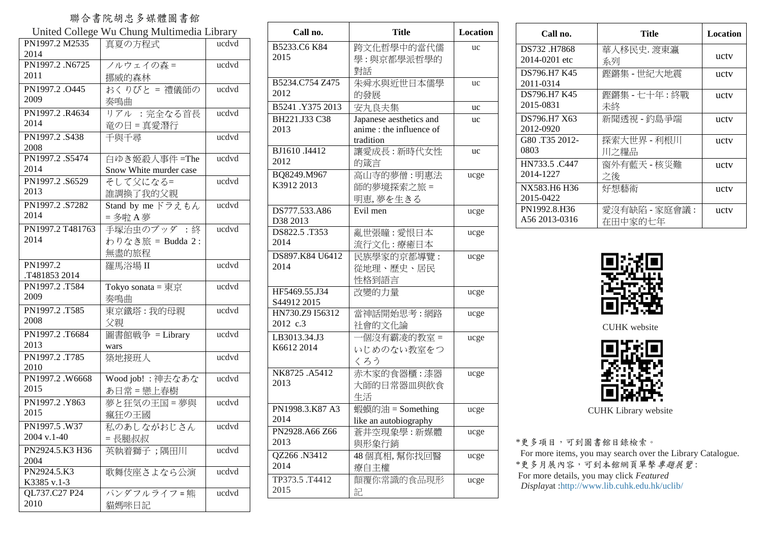聯合書院胡忠多媒體圖書館

United College Wu Chung Multimedia Library

| | | |
|---|---|---|
| PN1997.2 M2535 2014 | 真夏の方程式 | ucdvd |
| PN1997.2 .N6725 2011 | ノルウェイの森 = 挪威的森林 | ucdvd |
| PN1997.2 .O445 2009 | おくりびと = 禮儀師の奏鳴曲 | ucdvd |
| PN1997.2 .R4634 2014 | リアル ：完全なる首長竜の日 = 真愛潛行 | ucdvd |
| PN1997.2 .S438 2008 | 千與千尋 | ucdvd |
| PN1997.2 .S5474 2014 | 白ゆき姫殺人事件 =The Snow White murder case | ucdvd |
| PN1997.2 .S6529 2013 | そして父になる= 誰調換了我的父親 | ucdvd |
| PN1997.2 .S7282 2014 | Stand by me ドラえもん = 多啦 A 夢 | ucdvd |
| PN1997.2 T481763 2014 | 手塚治虫のブッダ ：終わりなき旅 = Budda 2 : 無盡的旅程 | ucdvd |
| PN1997.2 .T481853 2014 | 羅馬浴場 II | ucdvd |
| PN1997.2 .T584 2009 | Tokyo sonata = 東京奏鳴曲 | ucdvd |
| PN1997.2 .T585 2008 | 東京鐵塔 : 我的母親父親 | ucdvd |
| PN1997.2 .T6684 2013 | 圖書館戦争 = Library wars | ucdvd |
| PN1997.2 .T785 2010 | 築地接班人 | ucdvd |
| PN1997.2 .W6668 2015 | Wood job! : 神去なあなあ日常 = 戀上春樹 | ucdvd |
| PN1997.2 .Y863 2015 | 夢と狂気の王國 = 夢與瘋狂の王國 | ucdvd |
| PN1997.5 .W37 2004 v.1-40 | 私のあしながおじさん = 長腿叔叔 | ucdvd |
| PN2924.5.K3 H36 2004 | 英執着獅子 ；隅田川 | ucdvd |
| PN2924.5.K3 K3385 v.1-3 | 歌舞伎座さよなら公演 | ucdvd |
| QL737.C27 P24 2010 | パンダフルライフ = 熊貓媽咪日記 | ucdvd |

| Call no. | Title | Location |
|---|---|---|
| B5233.C6 K84 2015 | 跨文化哲學中的當代儒學 : 與京都學派哲學的對話 | uc |
| B5234.C754 Z475 2012 | 朱舜水與近世日本儒學的發展 | uc |
| B5241 .Y375 2013 | 安丸良夫集 | uc |
| BH221.J33 C38 2013 | Japanese aesthetics and anime : the influence of tradition | uc |
| BJ1610 .I4412 2012 | 讓愛成長 : 新時代女性的箴言 | uc |
| BQ8249.M967 K3912 2013 | 高山寺的夢僧 : 明惠法師的夢境探索之旅 = 明恵, 夢を生きる | ucge |
| DS777.533.A86 D38 2013 | Evil men | ucge |
| DS822.5 .T353 2014 | 亂世張瞳 : 愛恨日本流行文化 : 療癒日本 | ucge |
| DS897.K84 U6412 2014 | 民族學家的京都導覽 : 從地理、歷史、居民性格到語言 | ucge |
| HF5469.55.J34 S44912 2015 | 改變的力量 | ucge |
| HN730.Z9 I56312 2012 c.3 | 當神話開始思考 : 網路社會的文化論 | ucge |
| LB3013.34.J3 K6612 2014 | 一個沒有霸凌的教室 = いじめのない教室をつくろう | ucge |
| NK8725 .A5412 2013 | 赤木家的食器櫃 : 漆器大師的日常器皿與飲食生活 | ucge |
| PN1998.3.K87 A3 2014 | 蝦蟆的油 = Something like an autobiography | ucge |
| PN2928.A66 Z66 2013 | 蒼井空現象學 : 新媒體與形象行銷 | ucge |
| QZ266 .N3412 2014 | 48 個真相, 幫你找回醫療自主權 | ucge |
| TP373.5 .T4412 2015 | 顛覆你常識的食品現形記 | ucge |

| Call no. | Title | Location |
|---|---|---|
| DS732 .H7868 2014-0201 etc | 華人移民史. 渡東瀛系列 | uctv |
| DS796.H7 K45 2011-0314 | 鏗鏘集 - 世紀大地震 | uctv |
| DS796.H7 K45 2015-0831 | 鏗鏘集 - 七十年 : 終戰未終 | uctv |
| DS796.H7 X63 2012-0920 | 新聞透視 - 釣島爭端 | uctv |
| G80 .T35 2012-0803 | 探索大世界 - 利根川川之糧品 | uctv |
| HN733.5 .C447 2014-1227 | 窗外有藍天 - 核災難之後 | uctv |
| NX583.H6 H36 2015-0422 | 好想藝術 | uctv |
| PN1992.8.H36 A56 2013-0316 | 愛沒有缺陷 - 家庭會議 : 在田中家的七年 | uctv |

CUHK website

CUHK Library website

*更多項目，可到圖書館目錄檢索。

For more items, you may search over the Library Catalogue.

*更多月展內容，可到本館網頁單擊*專題展覽*：

For more details, you may click *Featured Display*at :http://www.lib.cuhk.edu.hk/uclib/